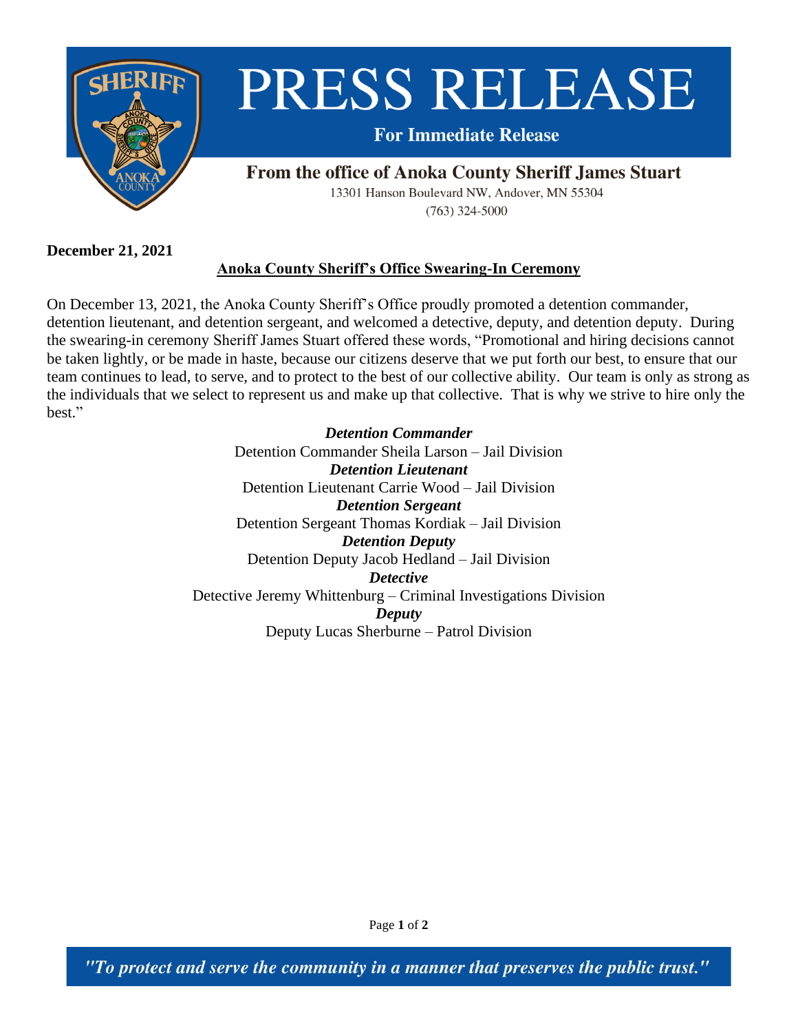# PRESS RELEASE

**For Immediate Release**

**From the office of Anoka County Sheriff James Stuart**

13301 Hanson Boulevard NW, Andover, MN 55304

(763) 324-5000

**December 21, 2021**

## Anoka County Sheriff's Office Swearing-In Ceremony

On December 13, 2021, the Anoka County Sheriff's Office proudly promoted a detention commander, detention lieutenant, and detention sergeant, and welcomed a detective, deputy, and detention deputy. During the swearing-in ceremony Sheriff James Stuart offered these words, "Promotional and hiring decisions cannot be taken lightly, or be made in haste, because our citizens deserve that we put forth our best, to ensure that our team continues to lead, to serve, and to protect to the best of our collective ability. Our team is only as strong as the individuals that we select to represent us and make up that collective. That is why we strive to hire only the best."

***Detention Commander***

Detention Commander Sheila Larson – Jail Division

***Detention Lieutenant***

Detention Lieutenant Carrie Wood – Jail Division

***Detention Sergeant***

Detention Sergeant Thomas Kordiak – Jail Division

***Detention Deputy***

Detention Deputy Jacob Hedland – Jail Division

***Detective***

Detective Jeremy Whittenburg – Criminal Investigations Division

***Deputy***

Deputy Lucas Sherburne – Patrol Division

*"To protect and serve the community in a manner that preserves the public trust."*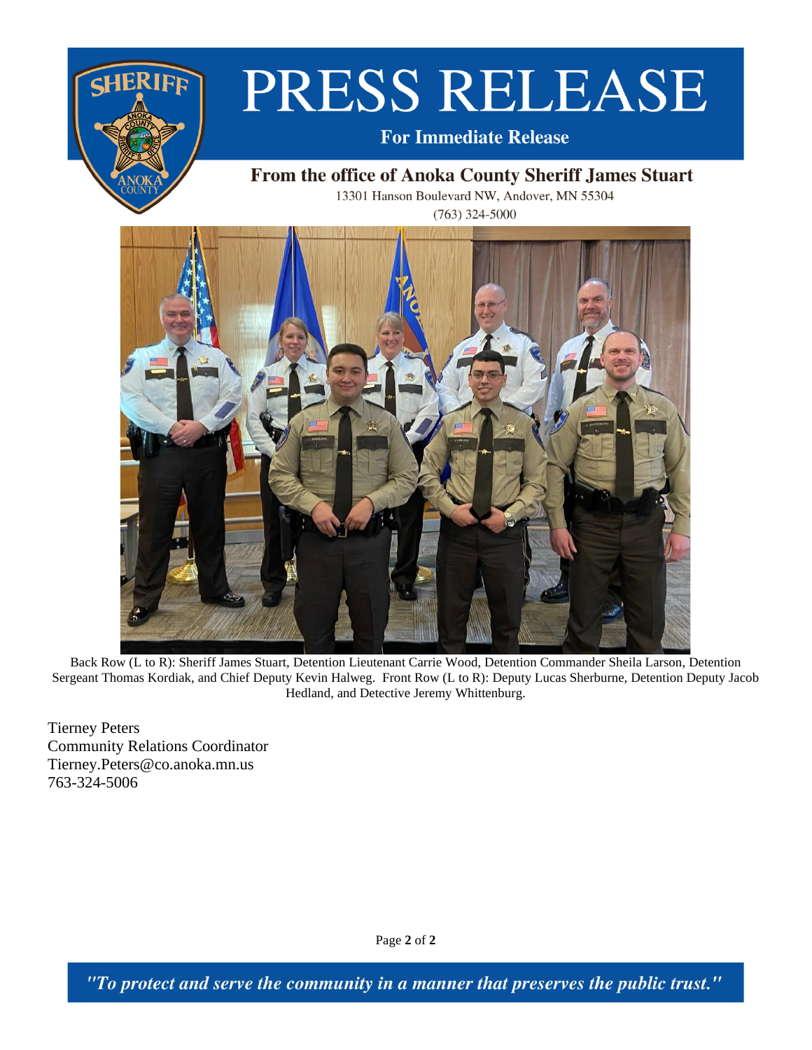# PRESS RELEASE

**For Immediate Release**

**From the office of Anoka County Sheriff James Stuart**

13301 Hanson Boulevard NW, Andover, MN 55304

(763) 324-5000

Back Row (L to R): Sheriff James Stuart, Detention Lieutenant Carrie Wood, Detention Commander Sheila Larson, Detention Sergeant Thomas Kordiak, and Chief Deputy Kevin Halweg. Front Row (L to R): Deputy Lucas Sherburne, Detention Deputy Jacob Hedland, and Detective Jeremy Whittenburg.

Tierney Peters
Community Relations Coordinator
Tierney.Peters@co.anoka.mn.us
763-324-5006

*"To protect and serve the community in a manner that preserves the public trust."*